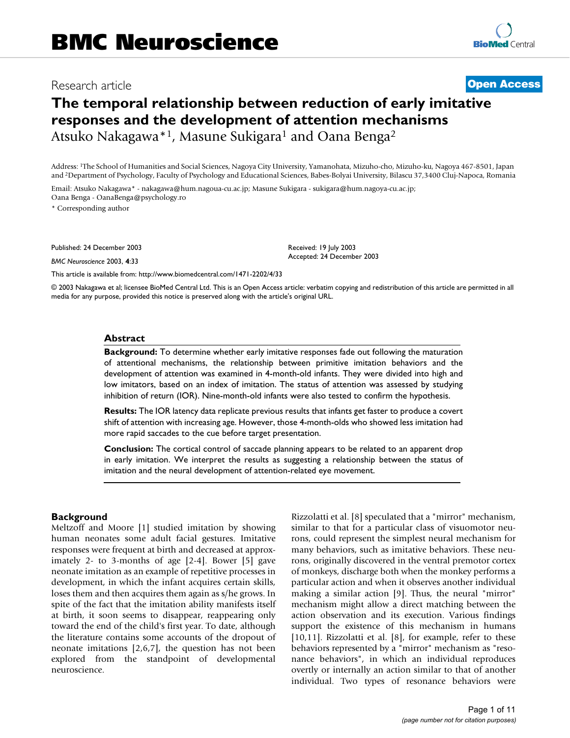# BMC Neuroscience

Research article

**Open Access**

## The temporal relationship between reduction of early imitative responses and the development of attention mechanisms

Atsuko Nakagawa*[1], Masune Sukigara[1] and Oana Benga[2]

Address: [1]The School of Humanities and Social Sciences, Nagoya City University, Yamanohata, Mizuho-cho, Mizuho-ku, Nagoya 467-8501, Japan and [2]Department of Psychology, Faculty of Psychology and Educational Sciences, Babes-Bolyai University, Bilascu 37,3400 Cluj-Napoca, Romania

Email: Atsuko Nakagawa* - nakagawa@hum.nagoua-cu.ac.jp; Masune Sukigara - sukigara@hum.nagoya-cu.ac.jp; Oana Benga - OanaBenga@psychology.ro

\* Corresponding author

Published: 24 December 2003

*BMC Neuroscience* 2003, **4**:33

Received: 19 July 2003
Accepted: 24 December 2003

This article is available from: http://www.biomedcentral.com/1471-2202/4/33

© 2003 Nakagawa et al; licensee BioMed Central Ltd. This is an Open Access article: verbatim copying and redistribution of this article are permitted in all media for any purpose, provided this notice is preserved along with the article's original URL.

### Abstract

**Background:** To determine whether early imitative responses fade out following the maturation of attentional mechanisms, the relationship between primitive imitation behaviors and the development of attention was examined in 4-month-old infants. They were divided into high and low imitators, based on an index of imitation. The status of attention was assessed by studying inhibition of return (IOR). Nine-month-old infants were also tested to confirm the hypothesis.

**Results:** The IOR latency data replicate previous results that infants get faster to produce a covert shift of attention with increasing age. However, those 4-month-olds who showed less imitation had more rapid saccades to the cue before target presentation.

**Conclusion:** The cortical control of saccade planning appears to be related to an apparent drop in early imitation. We interpret the results as suggesting a relationship between the status of imitation and the neural development of attention-related eye movement.

## Background

Meltzoff and Moore [1] studied imitation by showing human neonates some adult facial gestures. Imitative responses were frequent at birth and decreased at approximately 2- to 3-months of age [2-4]. Bower [5] gave neonate imitation as an example of repetitive processes in development, in which the infant acquires certain skills, loses them and then acquires them again as s/he grows. In spite of the fact that the imitation ability manifests itself at birth, it soon seems to disappear, reappearing only toward the end of the child's first year. To date, although the literature contains some accounts of the dropout of neonate imitations [2,6,7], the question has not been explored from the standpoint of developmental neuroscience.

Rizzolatti et al. [8] speculated that a "mirror" mechanism, similar to that for a particular class of visuomotor neurons, could represent the simplest neural mechanism for many behaviors, such as imitative behaviors. These neurons, originally discovered in the ventral premotor cortex of monkeys, discharge both when the monkey performs a particular action and when it observes another individual making a similar action [9]. Thus, the neural "mirror" mechanism might allow a direct matching between the action observation and its execution. Various findings support the existence of this mechanism in humans [10,11]. Rizzolatti et al. [8], for example, refer to these behaviors represented by a "mirror" mechanism as "resonance behaviors", in which an individual reproduces overtly or internally an action similar to that of another individual. Two types of resonance behaviors were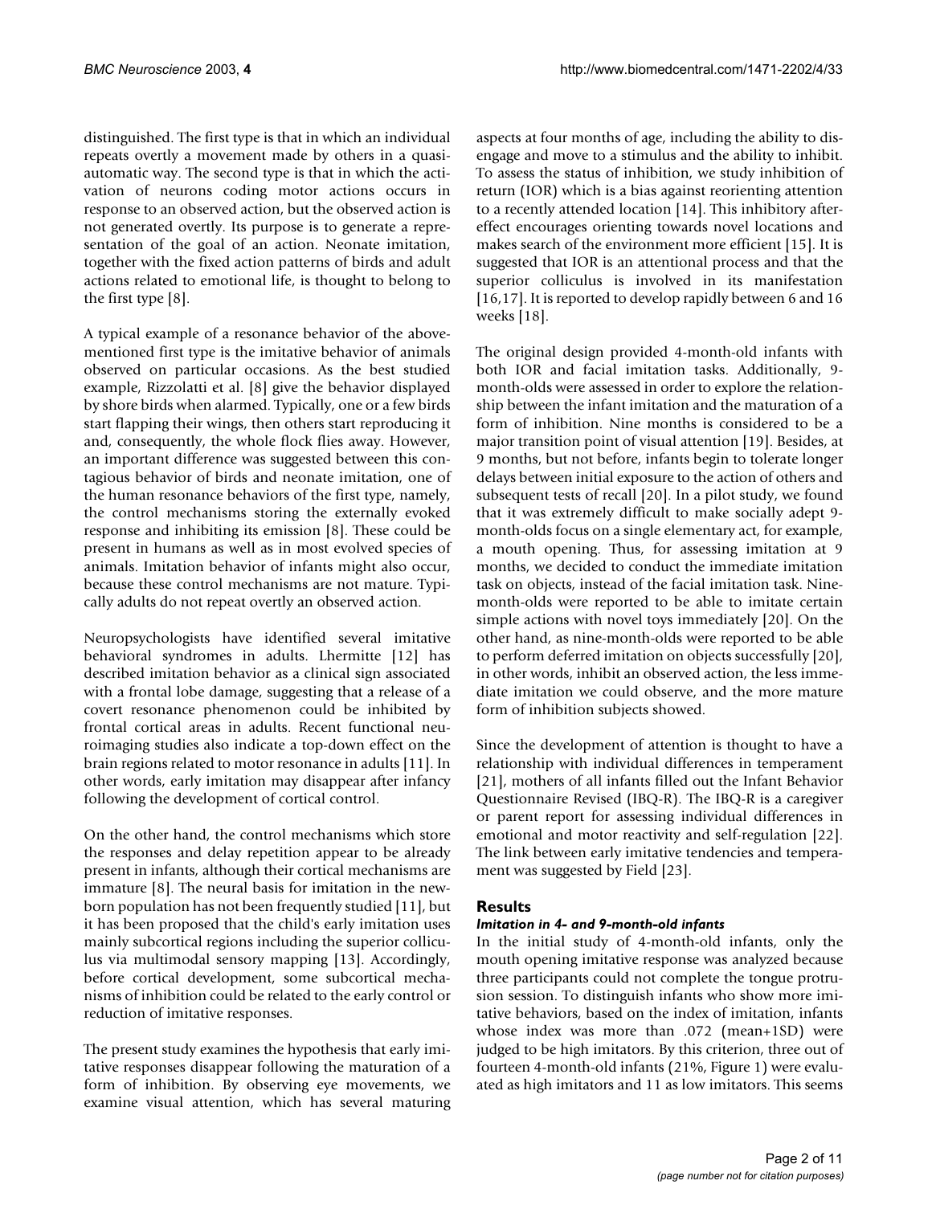distinguished. The first type is that in which an individual repeats overtly a movement made by others in a quasi-automatic way. The second type is that in which the activation of neurons coding motor actions occurs in response to an observed action, but the observed action is not generated overtly. Its purpose is to generate a representation of the goal of an action. Neonate imitation, together with the fixed action patterns of birds and adult actions related to emotional life, is thought to belong to the first type [8].

A typical example of a resonance behavior of the above-mentioned first type is the imitative behavior of animals observed on particular occasions. As the best studied example, Rizzolatti et al. [8] give the behavior displayed by shore birds when alarmed. Typically, one or a few birds start flapping their wings, then others start reproducing it and, consequently, the whole flock flies away. However, an important difference was suggested between this contagious behavior of birds and neonate imitation, one of the human resonance behaviors of the first type, namely, the control mechanisms storing the externally evoked response and inhibiting its emission [8]. These could be present in humans as well as in most evolved species of animals. Imitation behavior of infants might also occur, because these control mechanisms are not mature. Typically adults do not repeat overtly an observed action.

Neuropsychologists have identified several imitative behavioral syndromes in adults. Lhermitte [12] has described imitation behavior as a clinical sign associated with a frontal lobe damage, suggesting that a release of a covert resonance phenomenon could be inhibited by frontal cortical areas in adults. Recent functional neuroimaging studies also indicate a top-down effect on the brain regions related to motor resonance in adults [11]. In other words, early imitation may disappear after infancy following the development of cortical control.

On the other hand, the control mechanisms which store the responses and delay repetition appear to be already present in infants, although their cortical mechanisms are immature [8]. The neural basis for imitation in the newborn population has not been frequently studied [11], but it has been proposed that the child's early imitation uses mainly subcortical regions including the superior colliculus via multimodal sensory mapping [13]. Accordingly, before cortical development, some subcortical mechanisms of inhibition could be related to the early control or reduction of imitative responses.

The present study examines the hypothesis that early imitative responses disappear following the maturation of a form of inhibition. By observing eye movements, we examine visual attention, which has several maturing aspects at four months of age, including the ability to disengage and move to a stimulus and the ability to inhibit. To assess the status of inhibition, we study inhibition of return (IOR) which is a bias against reorienting attention to a recently attended location [14]. This inhibitory aftereffect encourages orienting towards novel locations and makes search of the environment more efficient [15]. It is suggested that IOR is an attentional process and that the superior colliculus is involved in its manifestation [16,17]. It is reported to develop rapidly between 6 and 16 weeks [18].

The original design provided 4-month-old infants with both IOR and facial imitation tasks. Additionally, 9-month-olds were assessed in order to explore the relationship between the infant imitation and the maturation of a form of inhibition. Nine months is considered to be a major transition point of visual attention [19]. Besides, at 9 months, but not before, infants begin to tolerate longer delays between initial exposure to the action of others and subsequent tests of recall [20]. In a pilot study, we found that it was extremely difficult to make socially adept 9-month-olds focus on a single elementary act, for example, a mouth opening. Thus, for assessing imitation at 9 months, we decided to conduct the immediate imitation task on objects, instead of the facial imitation task. Nine-month-olds were reported to be able to imitate certain simple actions with novel toys immediately [20]. On the other hand, as nine-month-olds were reported to be able to perform deferred imitation on objects successfully [20], in other words, inhibit an observed action, the less immediate imitation we could observe, and the more mature form of inhibition subjects showed.

Since the development of attention is thought to have a relationship with individual differences in temperament [21], mothers of all infants filled out the Infant Behavior Questionnaire Revised (IBQ-R). The IBQ-R is a caregiver or parent report for assessing individual differences in emotional and motor reactivity and self-regulation [22]. The link between early imitative tendencies and temperament was suggested by Field [23].

## Results

### *Imitation in 4- and 9-month-old infants*

In the initial study of 4-month-old infants, only the mouth opening imitative response was analyzed because three participants could not complete the tongue protrusion session. To distinguish infants who show more imitative behaviors, based on the index of imitation, infants whose index was more than .072 (mean+1SD) were judged to be high imitators. By this criterion, three out of fourteen 4-month-old infants (21%, Figure 1) were evaluated as high imitators and 11 as low imitators. This seems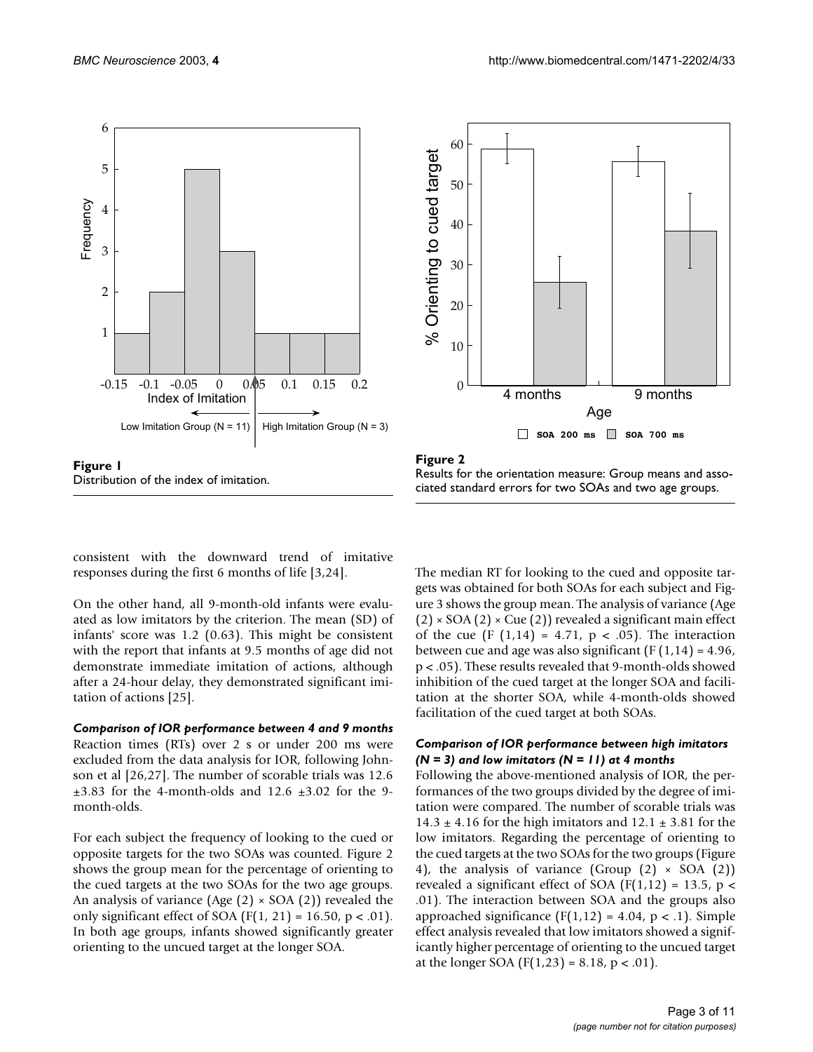**Figure 1**
Distribution of the index of imitation.

**Figure 2**
Results for the orientation measure: Group means and associated standard errors for two SOAs and two age groups.

consistent with the downward trend of imitative responses during the first 6 months of life [3,24].

On the other hand, all 9-month-old infants were evaluated as low imitators by the criterion. The mean (SD) of infants' score was 1.2 (0.63). This might be consistent with the report that infants at 9.5 months of age did not demonstrate immediate imitation of actions, although after a 24-hour delay, they demonstrated significant imitation of actions [25].

### *Comparison of IOR performance between 4 and 9 months*

Reaction times (RTs) over 2 s or under 200 ms were excluded from the data analysis for IOR, following Johnson et al [26,27]. The number of scorable trials was 12.6 ±3.83 for the 4-month-olds and 12.6 ±3.02 for the 9-month-olds.

For each subject the frequency of looking to the cued or opposite targets for the two SOAs was counted. Figure 2 shows the group mean for the percentage of orienting to the cued targets at the two SOAs for the two age groups. An analysis of variance (Age (2) × SOA (2)) revealed the only significant effect of SOA ($F(1, 21) = 16.50$, $p < .01$). In both age groups, infants showed significantly greater orienting to the uncued target at the longer SOA.

The median RT for looking to the cued and opposite targets was obtained for both SOAs for each subject and Figure 3 shows the group mean. The analysis of variance (Age (2) × SOA (2) × Cue (2)) revealed a significant main effect of the cue ($F(1,14) = 4.71$, $p < .05$). The interaction between cue and age was also significant ($F(1,14) = 4.96$, $p < .05$). These results revealed that 9-month-olds showed inhibition of the cued target at the longer SOA and facilitation at the shorter SOA, while 4-month-olds showed facilitation of the cued target at both SOAs.

### *Comparison of IOR performance between high imitators (N = 3) and low imitators (N = 11) at 4 months*

Following the above-mentioned analysis of IOR, the performances of the two groups divided by the degree of imitation were compared. The number of scorable trials was 14.3 ± 4.16 for the high imitators and 12.1 ± 3.81 for the low imitators. Regarding the percentage of orienting to the cued targets at the two SOAs for the two groups (Figure 4), the analysis of variance (Group (2) × SOA (2)) revealed a significant effect of SOA ($F(1,12) = 13.5$, $p < .01$). The interaction between SOA and the groups also approached significance ($F(1,12) = 4.04$, $p < .1$). Simple effect analysis revealed that low imitators showed a significantly higher percentage of orienting to the uncued target at the longer SOA ($F(1,23) = 8.18$, $p < .01$).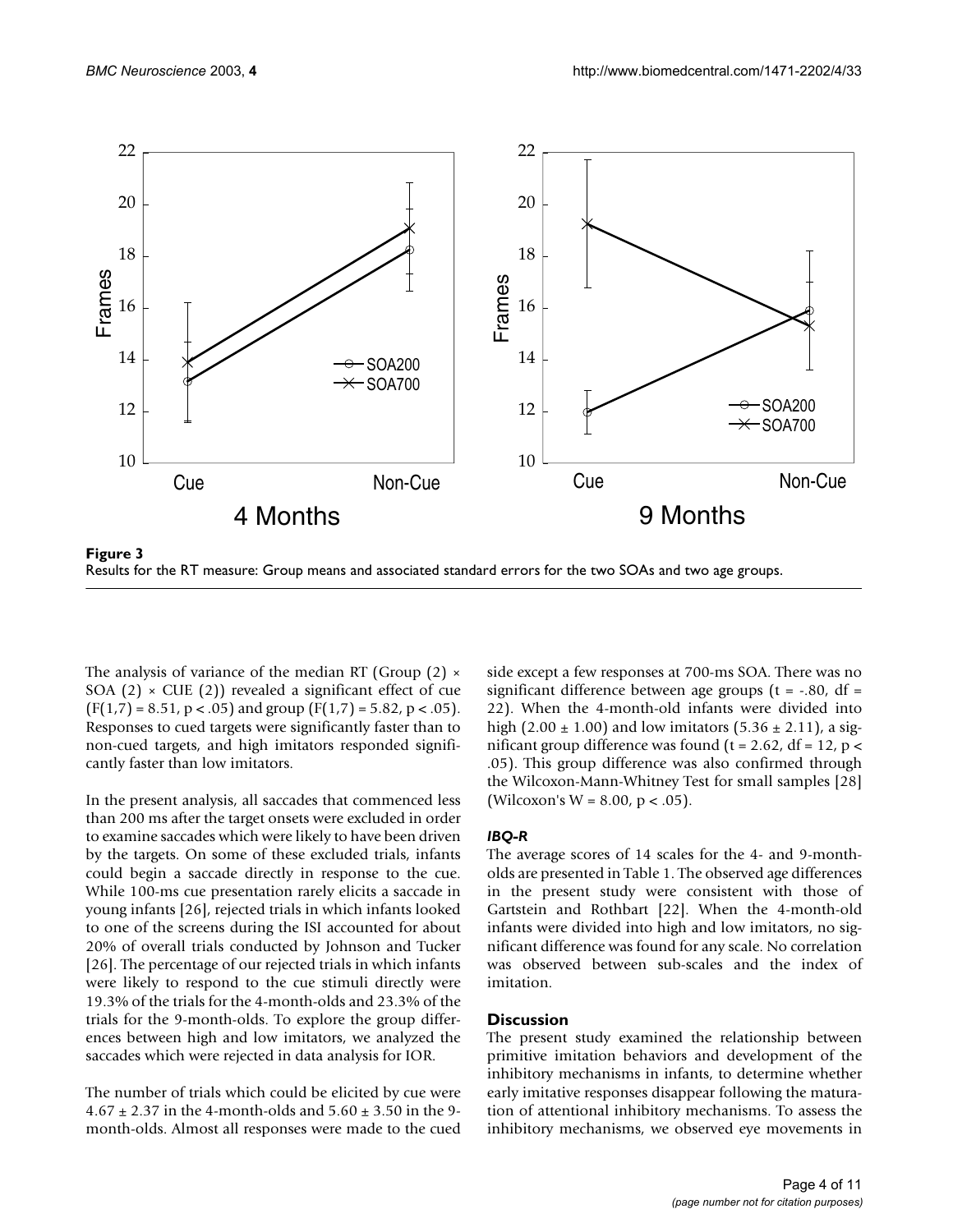**Figure 3**
Results for the RT measure: Group means and associated standard errors for the two SOAs and two age groups.

The analysis of variance of the median RT (Group (2) × SOA (2) × CUE (2)) revealed a significant effect of cue ($F(1,7) = 8.51$, $p < .05$) and group ($F(1,7) = 5.82$, $p < .05$). Responses to cued targets were significantly faster than to non-cued targets, and high imitators responded significantly faster than low imitators.

In the present analysis, all saccades that commenced less than 200 ms after the target onsets were excluded in order to examine saccades which were likely to have been driven by the targets. On some of these excluded trials, infants could begin a saccade directly in response to the cue. While 100-ms cue presentation rarely elicits a saccade in young infants [26], rejected trials in which infants looked to one of the screens during the ISI accounted for about 20% of overall trials conducted by Johnson and Tucker [26]. The percentage of our rejected trials in which infants were likely to respond to the cue stimuli directly were 19.3% of the trials for the 4-month-olds and 23.3% of the trials for the 9-month-olds. To explore the group differences between high and low imitators, we analyzed the saccades which were rejected in data analysis for IOR.

The number of trials which could be elicited by cue were $4.67 \pm 2.37$ in the 4-month-olds and $5.60 \pm 3.50$ in the 9-month-olds. Almost all responses were made to the cued side except a few responses at 700-ms SOA. There was no significant difference between age groups ($t = -.80$, $df = 22$). When the 4-month-old infants were divided into high ($2.00 \pm 1.00$) and low imitators ($5.36 \pm 2.11$), a significant group difference was found ($t = 2.62$, $df = 12$, $p < .05$). This group difference was also confirmed through the Wilcoxon-Mann-Whitney Test for small samples [28] (Wilcoxon's $W = 8.00$, $p < .05$).

### *IBQ-R*

The average scores of 14 scales for the 4- and 9-month-olds are presented in Table 1. The observed age differences in the present study were consistent with those of Gartstein and Rothbart [22]. When the 4-month-old infants were divided into high and low imitators, no significant difference was found for any scale. No correlation was observed between sub-scales and the index of imitation.

## Discussion

The present study examined the relationship between primitive imitation behaviors and development of the inhibitory mechanisms in infants, to determine whether early imitative responses disappear following the maturation of attentional inhibitory mechanisms. To assess the inhibitory mechanisms, we observed eye movements in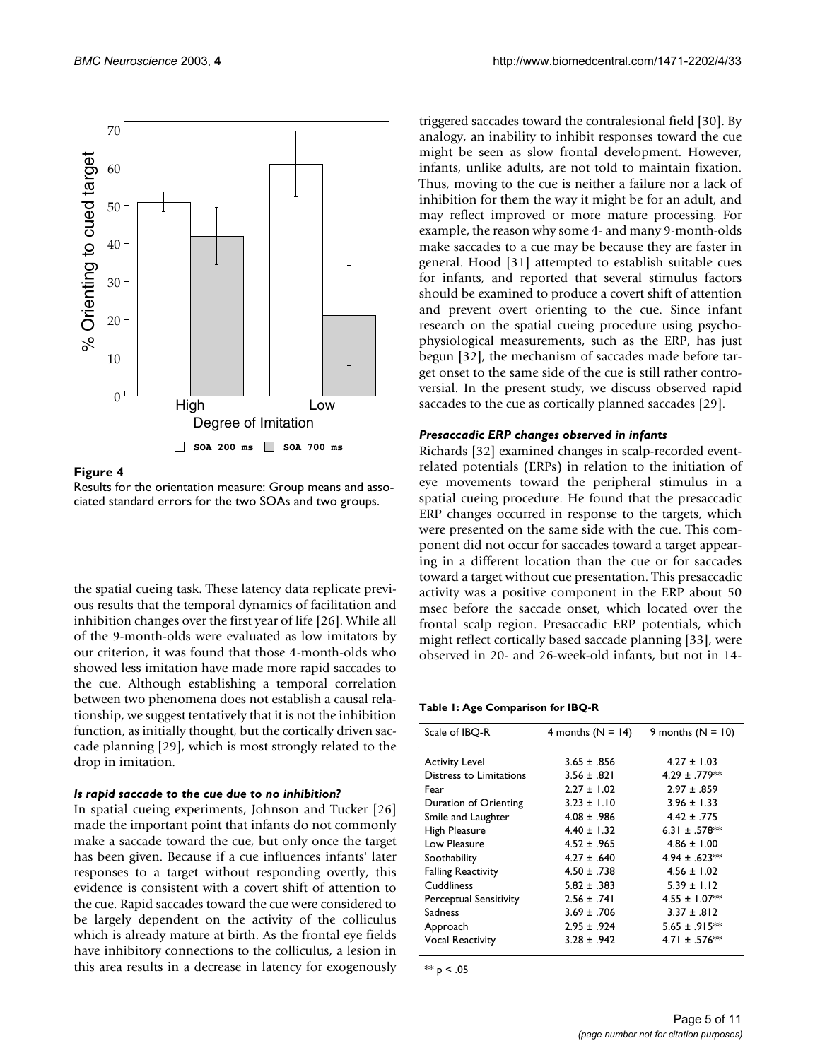**Figure 4**

Results for the orientation measure: Group means and associated standard errors for the two SOAs and two groups.

the spatial cueing task. These latency data replicate previous results that the temporal dynamics of facilitation and inhibition changes over the first year of life [26]. While all of the 9-month-olds were evaluated as low imitators by our criterion, it was found that those 4-month-olds who showed less imitation have made more rapid saccades to the cue. Although establishing a temporal correlation between two phenomena does not establish a causal relationship, we suggest tentatively that it is not the inhibition function, as initially thought, but the cortically driven saccade planning [29], which is most strongly related to the drop in imitation.

### *Is rapid saccade to the cue due to no inhibition?*

In spatial cueing experiments, Johnson and Tucker [26] made the important point that infants do not commonly make a saccade toward the cue, but only once the target has been given. Because if a cue influences infants' later responses to a target without responding overtly, this evidence is consistent with a covert shift of attention to the cue. Rapid saccades toward the cue were considered to be largely dependent on the activity of the colliculus which is already mature at birth. As the frontal eye fields have inhibitory connections to the colliculus, a lesion in this area results in a decrease in latency for exogenously triggered saccades toward the contralesional field [30]. By analogy, an inability to inhibit responses toward the cue might be seen as slow frontal development. However, infants, unlike adults, are not told to maintain fixation. Thus, moving to the cue is neither a failure nor a lack of inhibition for them the way it might be for an adult, and may reflect improved or more mature processing. For example, the reason why some 4- and many 9-month-olds make saccades to a cue may be because they are faster in general. Hood [31] attempted to establish suitable cues for infants, and reported that several stimulus factors should be examined to produce a covert shift of attention and prevent overt orienting to the cue. Since infant research on the spatial cueing procedure using psychophysiological measurements, such as the ERP, has just begun [32], the mechanism of saccades made before target onset to the same side of the cue is still rather controversial. In the present study, we discuss observed rapid saccades to the cue as cortically planned saccades [29].

### *Presaccadic ERP changes observed in infants*

Richards [32] examined changes in scalp-recorded event-related potentials (ERPs) in relation to the initiation of eye movements toward the peripheral stimulus in a spatial cueing procedure. He found that the presaccadic ERP changes occurred in response to the targets, which were presented on the same side with the cue. This component did not occur for saccades toward a target appearing in a different location than the cue or for saccades toward a target without cue presentation. This presaccadic activity was a positive component in the ERP about 50 msec before the saccade onset, which located over the frontal scalp region. Presaccadic ERP potentials, which might reflect cortically based saccade planning [33], were observed in 20- and 26-week-old infants, but not in 14-

**Table 1: Age Comparison for IBQ-R**

| Scale of IBQ-R | 4 months (N = 14) | 9 months (N = 10) |
|---|---|---|
| Activity Level | 3.65 ± .856 | 4.27 ± 1.03 |
| Distress to Limitations | 3.56 ± .821 | 4.29 ± .779** |
| Fear | 2.27 ± 1.02 | 2.97 ± .859 |
| Duration of Orienting | 3.23 ± 1.10 | 3.96 ± 1.33 |
| Smile and Laughter | 4.08 ± .986 | 4.42 ± .775 |
| High Pleasure | 4.40 ± 1.32 | 6.31 ± .578** |
| Low Pleasure | 4.52 ± .965 | 4.86 ± 1.00 |
| Soothability | 4.27 ± .640 | 4.94 ± .623** |
| Falling Reactivity | 4.50 ± .738 | 4.56 ± 1.02 |
| Cuddliness | 5.82 ± .383 | 5.39 ± 1.12 |
| Perceptual Sensitivity | 2.56 ± .741 | 4.55 ± 1.07** |
| Sadness | 3.69 ± .706 | 3.37 ± .812 |
| Approach | 2.95 ± .924 | 5.65 ± .915** |
| Vocal Reactivity | 3.28 ± .942 | 4.71 ± .576** |

** $p < .05$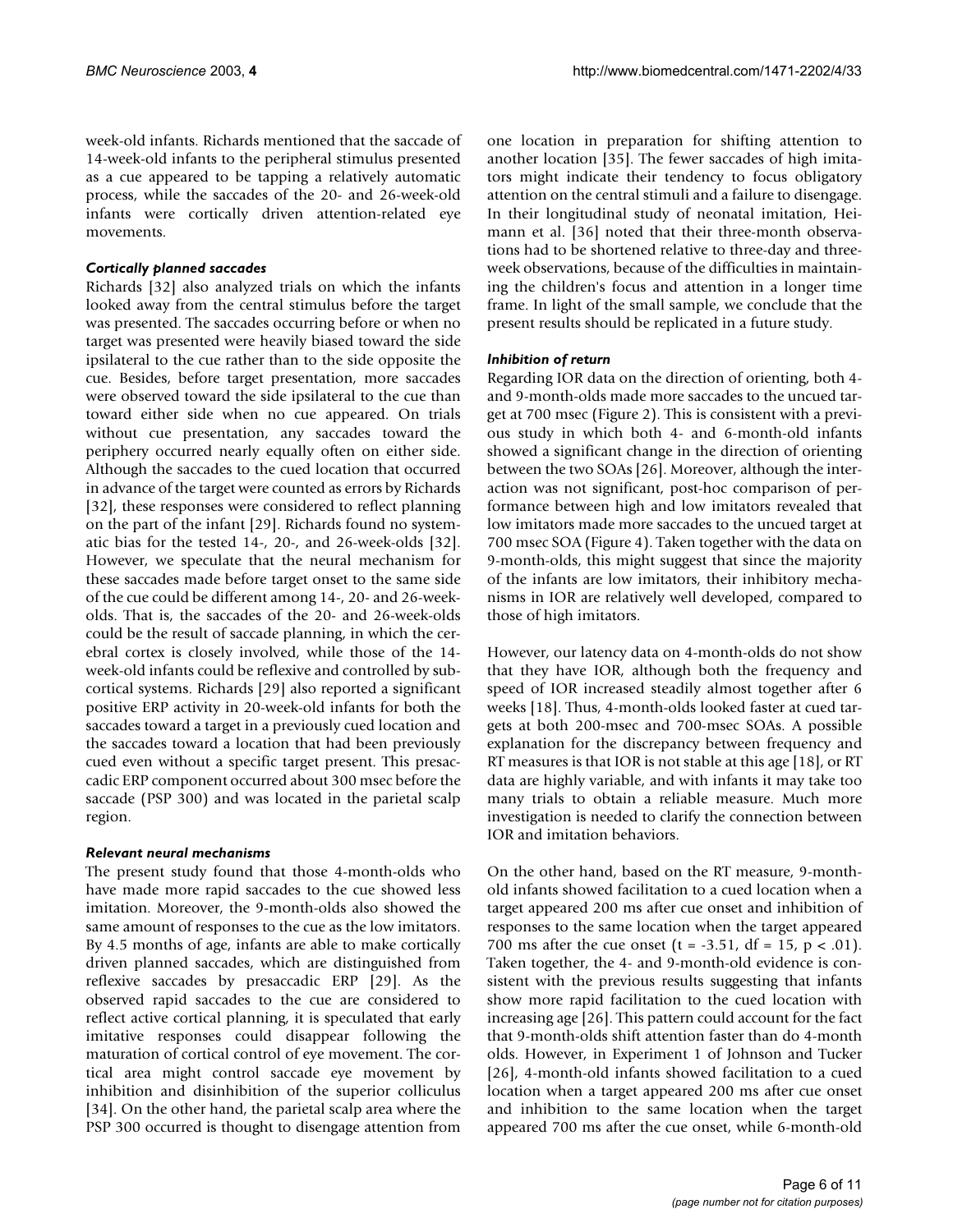week-old infants. Richards mentioned that the saccade of 14-week-old infants to the peripheral stimulus presented as a cue appeared to be tapping a relatively automatic process, while the saccades of the 20- and 26-week-old infants were cortically driven attention-related eye movements.

### *Cortically planned saccades*

Richards [32] also analyzed trials on which the infants looked away from the central stimulus before the target was presented. The saccades occurring before or when no target was presented were heavily biased toward the side ipsilateral to the cue rather than to the side opposite the cue. Besides, before target presentation, more saccades were observed toward the side ipsilateral to the cue than toward either side when no cue appeared. On trials without cue presentation, any saccades toward the periphery occurred nearly equally often on either side. Although the saccades to the cued location that occurred in advance of the target were counted as errors by Richards [32], these responses were considered to reflect planning on the part of the infant [29]. Richards found no systematic bias for the tested 14-, 20-, and 26-week-olds [32]. However, we speculate that the neural mechanism for these saccades made before target onset to the same side of the cue could be different among 14-, 20- and 26-week-olds. That is, the saccades of the 20- and 26-week-olds could be the result of saccade planning, in which the cerebral cortex is closely involved, while those of the 14-week-old infants could be reflexive and controlled by subcortical systems. Richards [29] also reported a significant positive ERP activity in 20-week-old infants for both the saccades toward a target in a previously cued location and the saccades toward a location that had been previously cued even without a specific target present. This presaccadic ERP component occurred about 300 msec before the saccade (PSP 300) and was located in the parietal scalp region.

### *Relevant neural mechanisms*

The present study found that those 4-month-olds who have made more rapid saccades to the cue showed less imitation. Moreover, the 9-month-olds also showed the same amount of responses to the cue as the low imitators. By 4.5 months of age, infants are able to make cortically driven planned saccades, which are distinguished from reflexive saccades by presaccadic ERP [29]. As the observed rapid saccades to the cue are considered to reflect active cortical planning, it is speculated that early imitative responses could disappear following the maturation of cortical control of eye movement. The cortical area might control saccade eye movement by inhibition and disinhibition of the superior colliculus [34]. On the other hand, the parietal scalp area where the PSP 300 occurred is thought to disengage attention from one location in preparation for shifting attention to another location [35]. The fewer saccades of high imitators might indicate their tendency to focus obligatory attention on the central stimuli and a failure to disengage. In their longitudinal study of neonatal imitation, Heimann et al. [36] noted that their three-month observations had to be shortened relative to three-day and three-week observations, because of the difficulties in maintaining the children's focus and attention in a longer time frame. In light of the small sample, we conclude that the present results should be replicated in a future study.

### *Inhibition of return*

Regarding IOR data on the direction of orienting, both 4- and 9-month-olds made more saccades to the uncued target at 700 msec (Figure 2). This is consistent with a previous study in which both 4- and 6-month-old infants showed a significant change in the direction of orienting between the two SOAs [26]. Moreover, although the interaction was not significant, post-hoc comparison of performance between high and low imitators revealed that low imitators made more saccades to the uncued target at 700 msec SOA (Figure 4). Taken together with the data on 9-month-olds, this might suggest that since the majority of the infants are low imitators, their inhibitory mechanisms in IOR are relatively well developed, compared to those of high imitators.

However, our latency data on 4-month-olds do not show that they have IOR, although both the frequency and speed of IOR increased steadily almost together after 6 weeks [18]. Thus, 4-month-olds looked faster at cued targets at both 200-msec and 700-msec SOAs. A possible explanation for the discrepancy between frequency and RT measures is that IOR is not stable at this age [18], or RT data are highly variable, and with infants it may take too many trials to obtain a reliable measure. Much more investigation is needed to clarify the connection between IOR and imitation behaviors.

On the other hand, based on the RT measure, 9-month-old infants showed facilitation to a cued location when a target appeared 200 ms after cue onset and inhibition of responses to the same location when the target appeared 700 ms after the cue onset ($t = -3.51$, $df = 15$, $p < .01$). Taken together, the 4- and 9-month-old evidence is consistent with the previous results suggesting that infants show more rapid facilitation to the cued location with increasing age [26]. This pattern could account for the fact that 9-month-olds shift attention faster than do 4-month olds. However, in Experiment 1 of Johnson and Tucker [26], 4-month-old infants showed facilitation to a cued location when a target appeared 200 ms after cue onset and inhibition to the same location when the target appeared 700 ms after the cue onset, while 6-month-old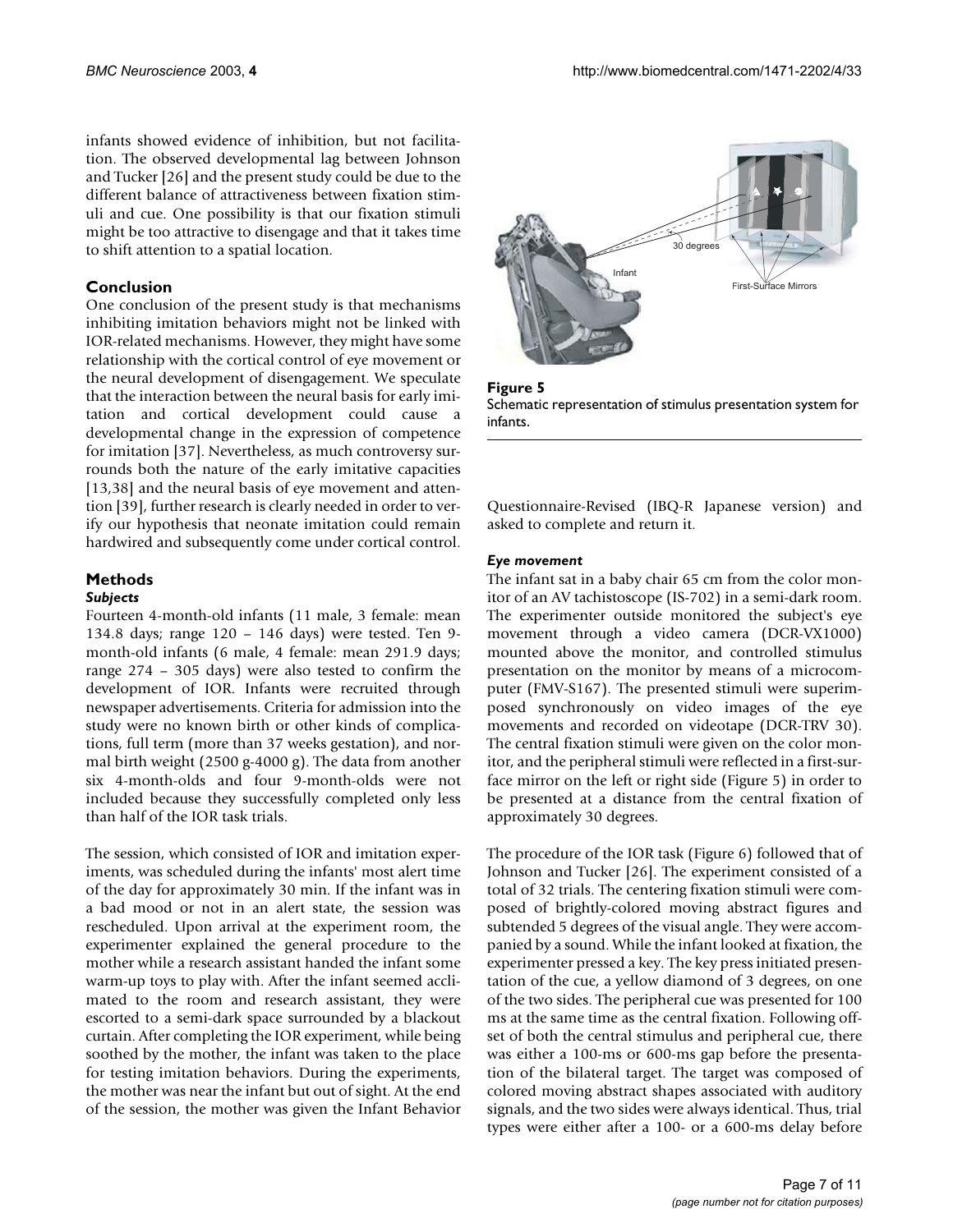infants showed evidence of inhibition, but not facilitation. The observed developmental lag between Johnson and Tucker [26] and the present study could be due to the different balance of attractiveness between fixation stimuli and cue. One possibility is that our fixation stimuli might be too attractive to disengage and that it takes time to shift attention to a spatial location.

## Conclusion

One conclusion of the present study is that mechanisms inhibiting imitation behaviors might not be linked with IOR-related mechanisms. However, they might have some relationship with the cortical control of eye movement or the neural development of disengagement. We speculate that the interaction between the neural basis for early imitation and cortical development could cause a developmental change in the expression of competence for imitation [37]. Nevertheless, as much controversy surrounds both the nature of the early imitative capacities [13,38] and the neural basis of eye movement and attention [39], further research is clearly needed in order to verify our hypothesis that neonate imitation could remain hardwired and subsequently come under cortical control.

## Methods

### *Subjects*

Fourteen 4-month-old infants (11 male, 3 female: mean 134.8 days; range 120 – 146 days) were tested. Ten 9-month-old infants (6 male, 4 female: mean 291.9 days; range 274 – 305 days) were also tested to confirm the development of IOR. Infants were recruited through newspaper advertisements. Criteria for admission into the study were no known birth or other kinds of complications, full term (more than 37 weeks gestation), and normal birth weight (2500 g-4000 g). The data from another six 4-month-olds and four 9-month-olds were not included because they successfully completed only less than half of the IOR task trials.

The session, which consisted of IOR and imitation experiments, was scheduled during the infants' most alert time of the day for approximately 30 min. If the infant was in a bad mood or not in an alert state, the session was rescheduled. Upon arrival at the experiment room, the experimenter explained the general procedure to the mother while a research assistant handed the infant some warm-up toys to play with. After the infant seemed acclimated to the room and research assistant, they were escorted to a semi-dark space surrounded by a blackout curtain. After completing the IOR experiment, while being soothed by the mother, the infant was taken to the place for testing imitation behaviors. During the experiments, the mother was near the infant but out of sight. At the end of the session, the mother was given the Infant Behavior Questionnaire-Revised (IBQ-R Japanese version) and asked to complete and return it.

**Figure 5**
Schematic representation of stimulus presentation system for infants.

### *Eye movement*

The infant sat in a baby chair 65 cm from the color monitor of an AV tachistoscope (IS-702) in a semi-dark room. The experimenter outside monitored the subject's eye movement through a video camera (DCR-VX1000) mounted above the monitor, and controlled stimulus presentation on the monitor by means of a microcomputer (FMV-S167). The presented stimuli were superimposed synchronously on video images of the eye movements and recorded on videotape (DCR-TRV 30). The central fixation stimuli were given on the color monitor, and the peripheral stimuli were reflected in a first-surface mirror on the left or right side (Figure 5) in order to be presented at a distance from the central fixation of approximately 30 degrees.

The procedure of the IOR task (Figure 6) followed that of Johnson and Tucker [26]. The experiment consisted of a total of 32 trials. The centering fixation stimuli were composed of brightly-colored moving abstract figures and subtended 5 degrees of the visual angle. They were accompanied by a sound. While the infant looked at fixation, the experimenter pressed a key. The key press initiated presentation of the cue, a yellow diamond of 3 degrees, on one of the two sides. The peripheral cue was presented for 100 ms at the same time as the central fixation. Following offset of both the central stimulus and peripheral cue, there was either a 100-ms or 600-ms gap before the presentation of the bilateral target. The target was composed of colored moving abstract shapes associated with auditory signals, and the two sides were always identical. Thus, trial types were either after a 100- or a 600-ms delay before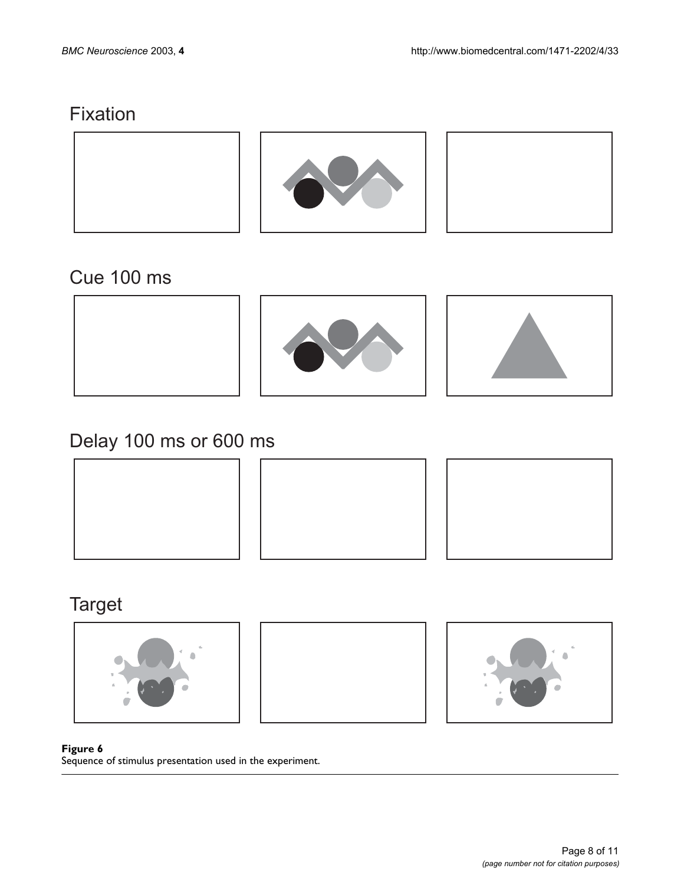Fixation

Cue 100 ms

Delay 100 ms or 600 ms

Target

**Figure 6**
Sequence of stimulus presentation used in the experiment.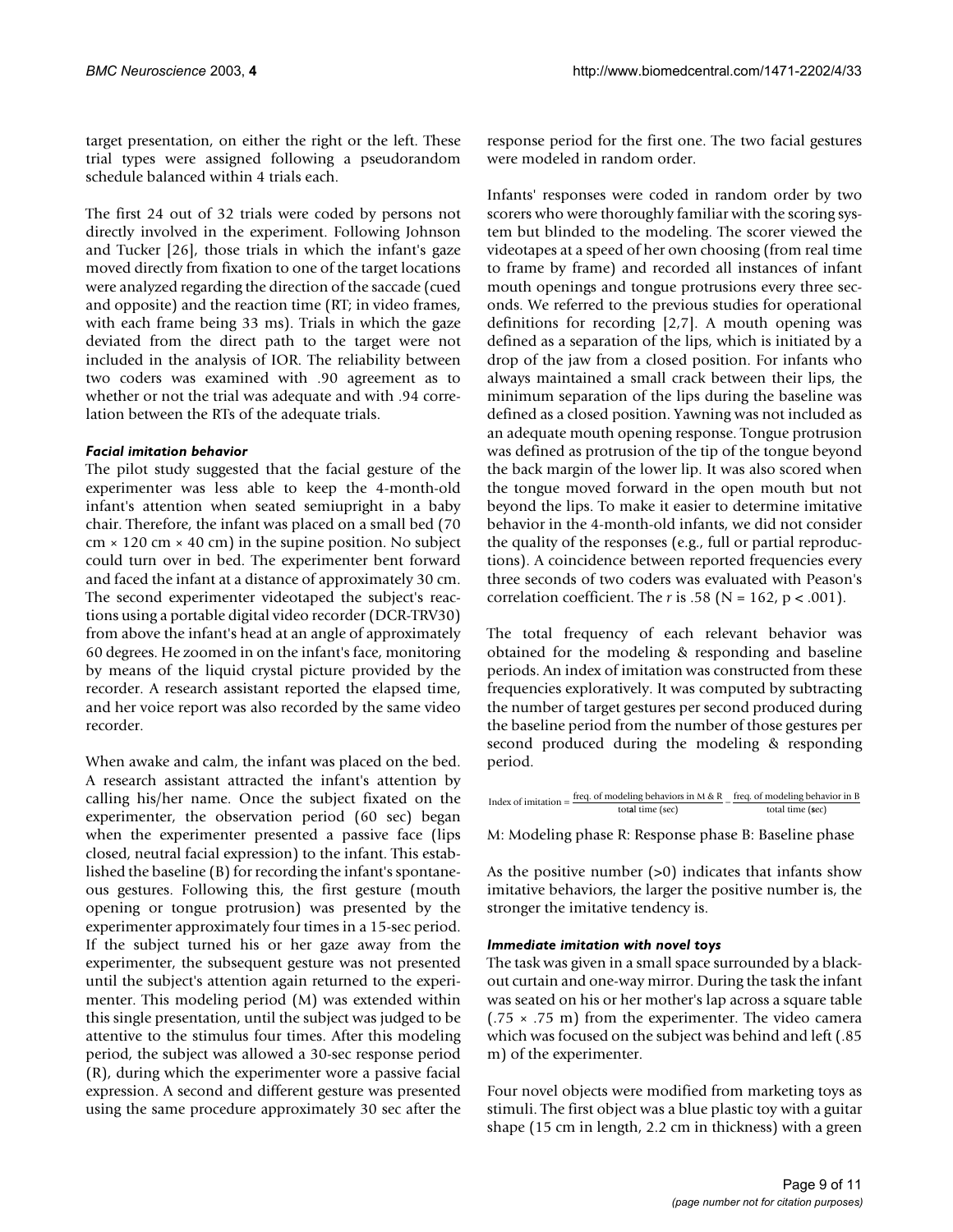target presentation, on either the right or the left. These trial types were assigned following a pseudorandom schedule balanced within 4 trials each.

The first 24 out of 32 trials were coded by persons not directly involved in the experiment. Following Johnson and Tucker [26], those trials in which the infant's gaze moved directly from fixation to one of the target locations were analyzed regarding the direction of the saccade (cued and opposite) and the reaction time (RT; in video frames, with each frame being 33 ms). Trials in which the gaze deviated from the direct path to the target were not included in the analysis of IOR. The reliability between two coders was examined with .90 agreement as to whether or not the trial was adequate and with .94 correlation between the RTs of the adequate trials.

### *Facial imitation behavior*

The pilot study suggested that the facial gesture of the experimenter was less able to keep the 4-month-old infant's attention when seated semiupright in a baby chair. Therefore, the infant was placed on a small bed (70 cm × 120 cm × 40 cm) in the supine position. No subject could turn over in bed. The experimenter bent forward and faced the infant at a distance of approximately 30 cm. The second experimenter videotaped the subject's reactions using a portable digital video recorder (DCR-TRV30) from above the infant's head at an angle of approximately 60 degrees. He zoomed in on the infant's face, monitoring by means of the liquid crystal picture provided by the recorder. A research assistant reported the elapsed time, and her voice report was also recorded by the same video recorder.

When awake and calm, the infant was placed on the bed. A research assistant attracted the infant's attention by calling his/her name. Once the subject fixated on the experimenter, the observation period (60 sec) began when the experimenter presented a passive face (lips closed, neutral facial expression) to the infant. This established the baseline (B) for recording the infant's spontaneous gestures. Following this, the first gesture (mouth opening or tongue protrusion) was presented by the experimenter approximately four times in a 15-sec period. If the subject turned his or her gaze away from the experimenter, the subsequent gesture was not presented until the subject's attention again returned to the experimenter. This modeling period (M) was extended within this single presentation, until the subject was judged to be attentive to the stimulus four times. After this modeling period, the subject was allowed a 30-sec response period (R), during which the experimenter wore a passive facial expression. A second and different gesture was presented using the same procedure approximately 30 sec after the response period for the first one. The two facial gestures were modeled in random order.

Infants' responses were coded in random order by two scorers who were thoroughly familiar with the scoring system but blinded to the modeling. The scorer viewed the videotapes at a speed of her own choosing (from real time to frame by frame) and recorded all instances of infant mouth openings and tongue protrusions every three seconds. We referred to the previous studies for operational definitions for recording [2,7]. A mouth opening was defined as a separation of the lips, which is initiated by a drop of the jaw from a closed position. For infants who always maintained a small crack between their lips, the minimum separation of the lips during the baseline was defined as a closed position. Yawning was not included as an adequate mouth opening response. Tongue protrusion was defined as protrusion of the tip of the tongue beyond the back margin of the lower lip. It was also scored when the tongue moved forward in the open mouth but not beyond the lips. To make it easier to determine imitative behavior in the 4-month-old infants, we did not consider the quality of the responses (e.g., full or partial reproductions). A coincidence between reported frequencies every three seconds of two coders was evaluated with Peason's correlation coefficient. The $r$ is .58 ($N = 162$, $p < .001$).

The total frequency of each relevant behavior was obtained for the modeling & responding and baseline periods. An index of imitation was constructed from these frequencies exploratively. It was computed by subtracting the number of target gestures per second produced during the baseline period from the number of those gestures per second produced during the modeling & responding period.

$$\text{Index of imitation} = \frac{\text{freq. of modeling behaviors in M \& R}}{\text{total time (sec)}} - \frac{\text{freq. of modeling behavior in B}}{\text{total time (sec)}}$$

M: Modeling phase R: Response phase B: Baseline phase

As the positive number (>0) indicates that infants show imitative behaviors, the larger the positive number is, the stronger the imitative tendency is.

### *Immediate imitation with novel toys*

The task was given in a small space surrounded by a blackout curtain and one-way mirror. During the task the infant was seated on his or her mother's lap across a square table (.75 × .75 m) from the experimenter. The video camera which was focused on the subject was behind and left (.85 m) of the experimenter.

Four novel objects were modified from marketing toys as stimuli. The first object was a blue plastic toy with a guitar shape (15 cm in length, 2.2 cm in thickness) with a green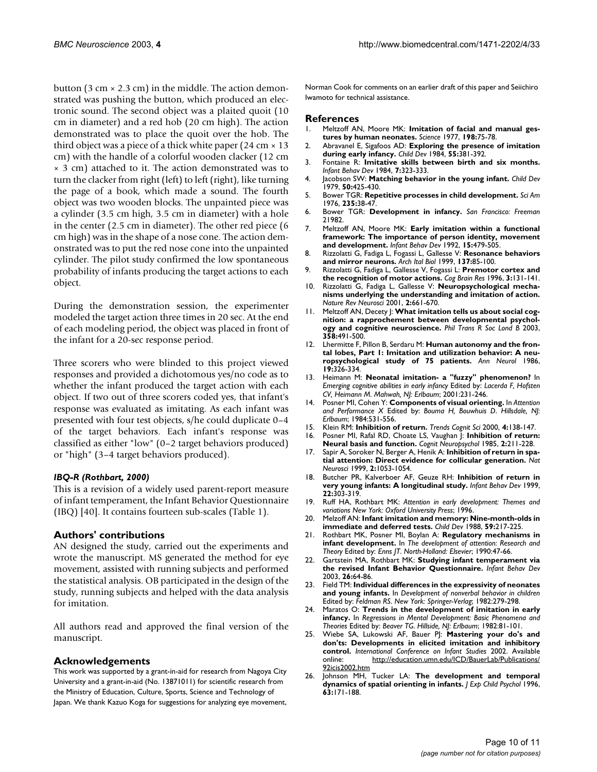button (3 cm × 2.3 cm) in the middle. The action demonstrated was pushing the button, which produced an electronic sound. The second object was a plaited quoit (10 cm in diameter) and a red hob (20 cm high). The action demonstrated was to place the quoit over the hob. The third object was a piece of a thick white paper (24 cm × 13 cm) with the handle of a colorful wooden clacker (12 cm × 3 cm) attached to it. The action demonstrated was to turn the clacker from right (left) to left (right), like turning the page of a book, which made a sound. The fourth object was two wooden blocks. The unpainted piece was a cylinder (3.5 cm high, 3.5 cm in diameter) with a hole in the center (2.5 cm in diameter). The other red piece (6 cm high) was in the shape of a nose cone. The action demonstrated was to put the red nose cone into the unpainted cylinder. The pilot study confirmed the low spontaneous probability of infants producing the target actions to each object.

During the demonstration session, the experimenter modeled the target action three times in 20 sec. At the end of each modeling period, the object was placed in front of the infant for a 20-sec response period.

Three scorers who were blinded to this project viewed responses and provided a dichotomous yes/no code as to whether the infant produced the target action with each object. If two out of three scorers coded yes, that infant's response was evaluated as imitating. As each infant was presented with four test objects, s/he could duplicate 0–4 of the target behaviors. Each infant's response was classified as either "low" (0–2 target behaviors produced) or "high" (3–4 target behaviors produced).

### *IBQ-R (Rothbart, 2000)*

This is a revision of a widely used parent-report measure of infant temperament, the Infant Behavior Questionnaire (IBQ) [40]. It contains fourteen sub-scales (Table 1).

## Authors' contributions

AN designed the study, carried out the experiments and wrote the manuscript. MS generated the method for eye movement, assisted with running subjects and performed the statistical analysis. OB participated in the design of the study, running subjects and helped with the data analysis for imitation.

All authors read and approved the final version of the manuscript.

## Acknowledgements

This work was supported by a grant-in-aid for research from Nagoya City University and a grant-in-aid (No. 13871011) for scientific research from the Ministry of Education, Culture, Sports, Science and Technology of Japan. We thank Kazuo Koga for suggestions for analyzing eye movement, Norman Cook for comments on an earlier draft of this paper and Seiichiro Iwamoto for technical assistance.

## References

1. Meltzoff AN, Moore MK: **Imitation of facial and manual gestures by human neonates.** *Science* 1977, **198:**75-78.
2. Abravanel E, Sigafoos AD: **Exploring the presence of imitation during early infancy.** *Child Dev* 1984, **55:**381-392.
3. Fontaine R: **Imitative skills between birth and six months.** *Infant Behav Dev* 1984, **7:**323-333.
4. Jacobson SW: **Matching behavior in the young infant.** *Child Dev* 1979, **50:**425-430.
5. Bower TGR: **Repetitive processes in child development.** *Sci Am* 1976, **235:**38-47.
6. Bower TGR: **Development in infancy.** *San Francisco: Freeman* 21982.
7. Meltzoff AN, Moore MK: **Early imitation within a functional framework: The importance of person identity, movement and development.** *Infant Behav Dev* 1992, **15:**479-505.
8. Rizzolatti G, Fadiga L, Fogassi L, Gallesse V: **Resonance behaviors and mirror neurons.** *Arch Ital Biol* 1999, **137:**85-100.
9. Rizzolatti G, Fadiga L, Gallesse V, Fogassi L: **Premotor cortex and the recognition of motor actions.** *Cog Brain Res* 1996, **3:**131-141.
10. Rizzolatti G, Fadiga L, Gallesse V: **Neuropsychological mechanisms underlying the understanding and imitation of action.** *Nature Rev Neurosci* 2001, **2:**661-670.
11. Meltzoff AN, Decety J: **What imitation tells us about social cognition: a rapprochement between developmental psychology and cognitive neuroscience.** *Phil Trans R Soc Lond B* 2003, **358:**491-500.
12. Lhermitte F, Pillon B, Serdaru M: **Human autonomy and the frontal lobes, Part 1: Imitation and utilization behavior: A neuropsychological study of 75 patients.** *Ann Neurol* 1986, **19:**326-334.
13. Heimann M: **Neonatal imitation- a "fuzzy" phenomenon?** In *Emerging cognitive abilities in early infancy* Edited by: *Lacerda F, Hofsten CV, Heimann M. Mahwah, NJ: Erlbaum*; 2001:231-246.
14. Posner MI, Cohen Y: **Components of visual orienting.** In *Attention and Performance X* Edited by: *Bouma H, Bouwhuis D. Hillsdale, NJ: Erlbaum*; 1984:531-556.
15. Klein RM: **Inhibition of return.** *Trends Cognit Sci* 2000, **4:**138-147.
16. Posner MI, Rafal RD, Choate LS, Vaughan J: **Inhibition of return: Neural basis and function.** *Cognit Neuropsychol* 1985, **2:**211-228.
17. Sapir A, Soroker N, Berger A, Henik A: **Inhibition of return in spatial attention: Direct evidence for collicular generation.** *Nat Neurosci* 1999, **2:**1053-1054.
18. Butcher PR, Kalverboer AF, Geuze RH: **Inhibition of return in very young infants: A longitudinal study.** *Infant Behav Dev* 1999, **22:**303-319.
19. Ruff HA, Rothbart MK: *Attention in early development: Themes and variations New York: Oxford University Press*; 1996.
20. Melzoff AN: **Infant imitation and memory: Nine-month-olds in immediate and deferred tests.** *Child Dev* 1988, **59:**217-225.
21. Rothbart MK, Posner MI, Boylan A: **Regulatory mechanisms in infant development.** In *The development of attention: Research and Theory* Edited by: *Enns JT. North-Holland: Elsevier*; 1990:47-66.
22. Gartstein MA, Rothbart MK: **Studying infant temperament via the revised Infant Behavior Questionnaire.** *Infant Behav Dev* 2003, **26:**64-86.
23. Field TM: **Individual differences in the expressivity of neonates and young infants.** In *Development of nonverbal behavior in children* Edited by: *Feldman RS. New York: Springer-Verlag*; 1982:279-298.
24. Maratos O: **Trends in the development of imitation in early infancy.** In *Regressions in Mental Development: Basic Phenomena and Theories* Edited by: *Beaver TG. Hillside, NJ: Erlbaum*; 1982:81-101.
25. Wiebe SA, Lukowski AF, Bauer PJ: **Mastering your do's and don'ts: Developments in elicited imitation and inhibitory control.** *International Conference on Infant Studies* 2002. Available online: http://education.umn.edu/ICD/BauerLab/Publications/92icis2002.htm
26. Johnson MH, Tucker LA: **The development and temporal dynamics of spatial orienting in infants.** *J Exp Child Psychol* 1996, **63:**171-188.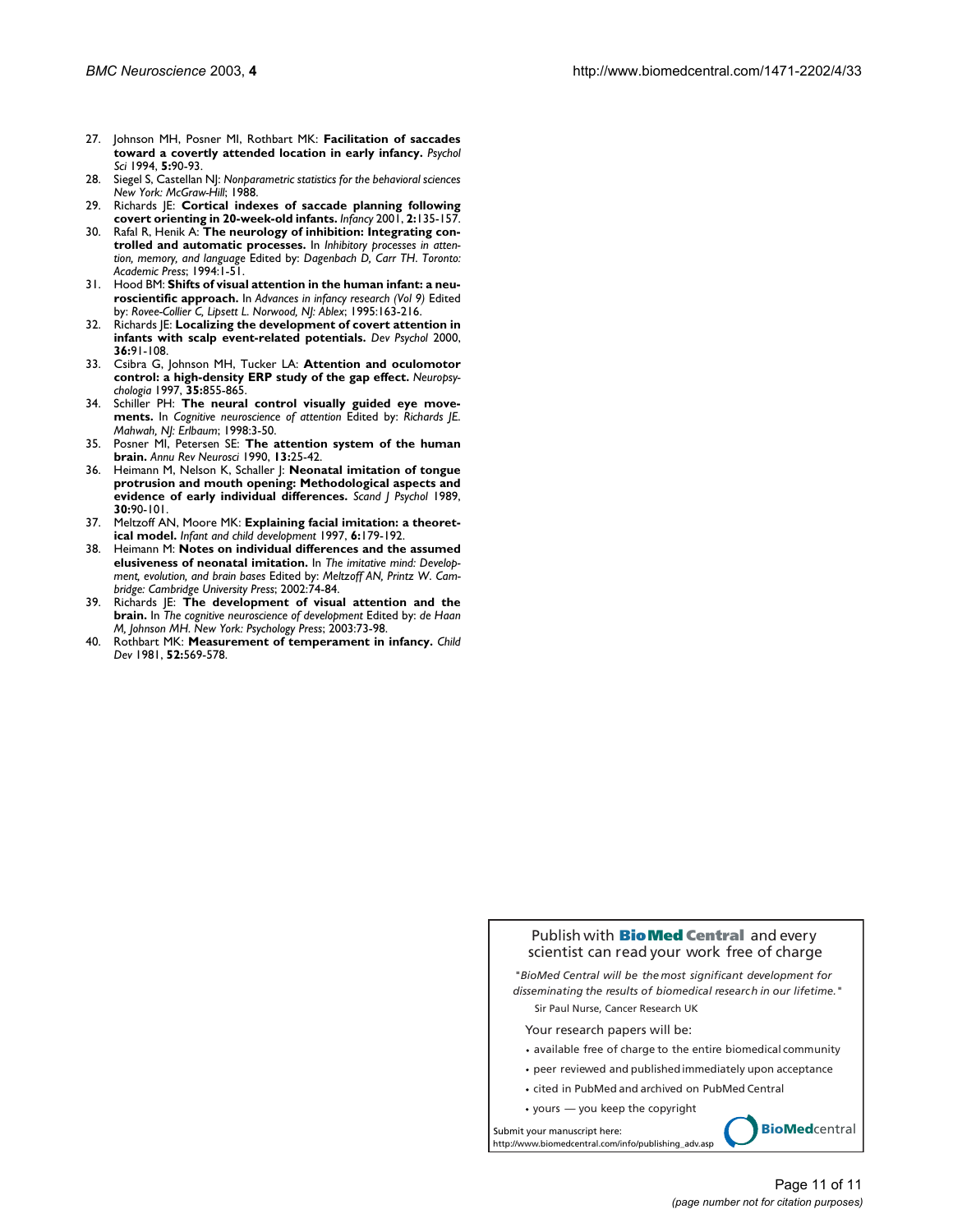27. Johnson MH, Posner MI, Rothbart MK: **Facilitation of saccades toward a covertly attended location in early infancy.** *Psychol Sci* 1994, **5:**90-93.
28. Siegel S, Castellan NJ: *Nonparametric statistics for the behavioral sciences New York: McGraw-Hill*; 1988.
29. Richards JE: **Cortical indexes of saccade planning following covert orienting in 20-week-old infants.** *Infancy* 2001, **2:**135-157.
30. Rafal R, Henik A: **The neurology of inhibition: Integrating controlled and automatic processes.** In *Inhibitory processes in attention, memory, and language* Edited by: *Dagenbach D, Carr TH. Toronto: Academic Press*; 1994:1-51.
31. Hood BM: **Shifts of visual attention in the human infant: a neuroscientific approach.** In *Advances in infancy research (Vol 9)* Edited by: *Rovee-Collier C, Lipsett L. Norwood, NJ: Ablex*; 1995:163-216.
32. Richards JE: **Localizing the development of covert attention in infants with scalp event-related potentials.** *Dev Psychol* 2000, **36:**91-108.
33. Csibra G, Johnson MH, Tucker LA: **Attention and oculomotor control: a high-density ERP study of the gap effect.** *Neuropsychologia* 1997, **35:**855-865.
34. Schiller PH: **The neural control visually guided eye movements.** In *Cognitive neuroscience of attention* Edited by: *Richards JE. Mahwah, NJ: Erlbaum*; 1998:3-50.
35. Posner MI, Petersen SE: **The attention system of the human brain.** *Annu Rev Neurosci* 1990, **13:**25-42.
36. Heimann M, Nelson K, Schaller J: **Neonatal imitation of tongue protrusion and mouth opening: Methodological aspects and evidence of early individual differences.** *Scand J Psychol* 1989, **30:**90-101.
37. Meltzoff AN, Moore MK: **Explaining facial imitation: a theoretical model.** *Infant and child development* 1997, **6:**179-192.
38. Heimann M: **Notes on individual differences and the assumed elusiveness of neonatal imitation.** In *The imitative mind: Development, evolution, and brain bases* Edited by: *Meltzoff AN, Printz W. Cambridge: Cambridge University Press*; 2002:74-84.
39. Richards JE: **The development of visual attention and the brain.** In *The cognitive neuroscience of development* Edited by: *de Haan M, Johnson MH. New York: Psychology Press*; 2003:73-98.
40. Rothbart MK: **Measurement of temperament in infancy.** *Child Dev* 1981, **52:**569-578.

Publish with **BioMed Central** and every scientist can read your work free of charge

*"BioMed Central will be the most significant development for disseminating the results of biomedical research in our lifetime."*

Sir Paul Nurse, Cancer Research UK

Your research papers will be:

- available free of charge to the entire biomedical community
- peer reviewed and published immediately upon acceptance
- cited in PubMed and archived on PubMed Central
- yours — you keep the copyright

Submit your manuscript here:
http://www.biomedcentral.com/info/publishing_adv.asp

**BioMed**central